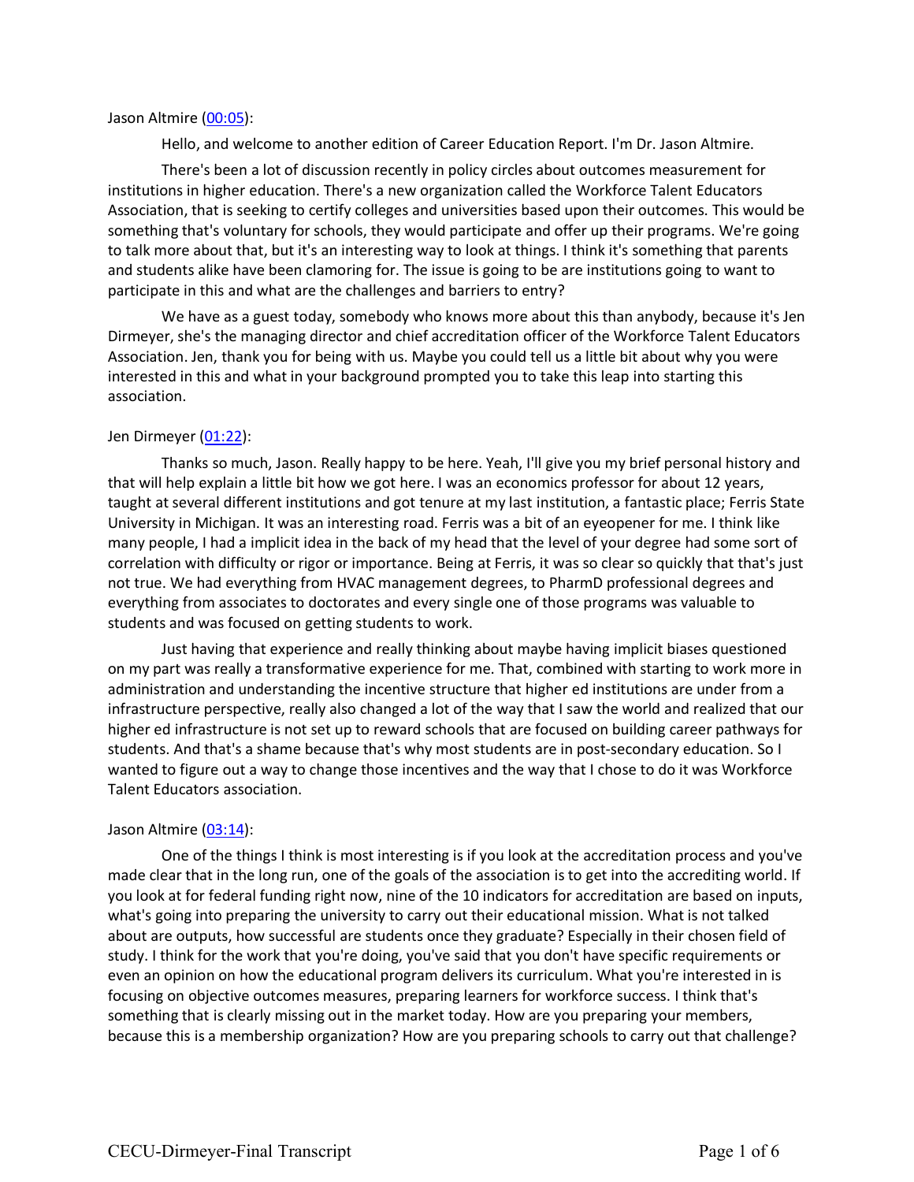Jason Altmire ([00:05](#)):

Hello, and welcome to another edition of Career Education Report. I'm Dr. Jason Altmire.

There's been a lot of discussion recently in policy circles about outcomes measurement for institutions in higher education. There's a new organization called the Workforce Talent Educators Association, that is seeking to certify colleges and universities based upon their outcomes. This would be something that's voluntary for schools, they would participate and offer up their programs. We're going to talk more about that, but it's an interesting way to look at things. I think it's something that parents and students alike have been clamoring for. The issue is going to be are institutions going to want to participate in this and what are the challenges and barriers to entry?

We have as a guest today, somebody who knows more about this than anybody, because it's Jen Dirmeyer, she's the managing director and chief accreditation officer of the Workforce Talent Educators Association. Jen, thank you for being with us. Maybe you could tell us a little bit about why you were interested in this and what in your background prompted you to take this leap into starting this association.

Jen Dirmeyer ([01:22](#)):

Thanks so much, Jason. Really happy to be here. Yeah, I'll give you my brief personal history and that will help explain a little bit how we got here. I was an economics professor for about 12 years, taught at several different institutions and got tenure at my last institution, a fantastic place; Ferris State University in Michigan. It was an interesting road. Ferris was a bit of an eyeopener for me. I think like many people, I had a implicit idea in the back of my head that the level of your degree had some sort of correlation with difficulty or rigor or importance. Being at Ferris, it was so clear so quickly that that's just not true. We had everything from HVAC management degrees, to PharmD professional degrees and everything from associates to doctorates and every single one of those programs was valuable to students and was focused on getting students to work.

Just having that experience and really thinking about maybe having implicit biases questioned on my part was really a transformative experience for me. That, combined with starting to work more in administration and understanding the incentive structure that higher ed institutions are under from a infrastructure perspective, really also changed a lot of the way that I saw the world and realized that our higher ed infrastructure is not set up to reward schools that are focused on building career pathways for students. And that's a shame because that's why most students are in post-secondary education. So I wanted to figure out a way to change those incentives and the way that I chose to do it was Workforce Talent Educators association.

Jason Altmire ([03:14](#)):

One of the things I think is most interesting is if you look at the accreditation process and you've made clear that in the long run, one of the goals of the association is to get into the accrediting world. If you look at for federal funding right now, nine of the 10 indicators for accreditation are based on inputs, what's going into preparing the university to carry out their educational mission. What is not talked about are outputs, how successful are students once they graduate? Especially in their chosen field of study. I think for the work that you're doing, you've said that you don't have specific requirements or even an opinion on how the educational program delivers its curriculum. What you're interested in is focusing on objective outcomes measures, preparing learners for workforce success. I think that's something that is clearly missing out in the market today. How are you preparing your members, because this is a membership organization? How are you preparing schools to carry out that challenge?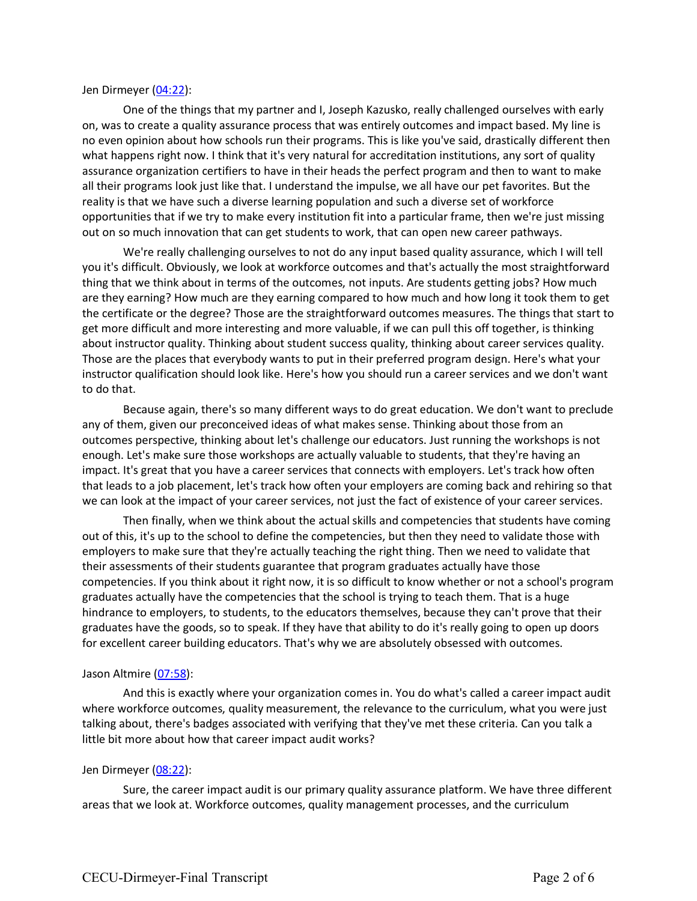Jen Dirmeyer ([04:22](#)):

One of the things that my partner and I, Joseph Kazusko, really challenged ourselves with early on, was to create a quality assurance process that was entirely outcomes and impact based. My line is no even opinion about how schools run their programs. This is like you've said, drastically different then what happens right now. I think that it's very natural for accreditation institutions, any sort of quality assurance organization certifiers to have in their heads the perfect program and then to want to make all their programs look just like that. I understand the impulse, we all have our pet favorites. But the reality is that we have such a diverse learning population and such a diverse set of workforce opportunities that if we try to make every institution fit into a particular frame, then we're just missing out on so much innovation that can get students to work, that can open new career pathways.

We're really challenging ourselves to not do any input based quality assurance, which I will tell you it's difficult. Obviously, we look at workforce outcomes and that's actually the most straightforward thing that we think about in terms of the outcomes, not inputs. Are students getting jobs? How much are they earning? How much are they earning compared to how much and how long it took them to get the certificate or the degree? Those are the straightforward outcomes measures. The things that start to get more difficult and more interesting and more valuable, if we can pull this off together, is thinking about instructor quality. Thinking about student success quality, thinking about career services quality. Those are the places that everybody wants to put in their preferred program design. Here's what your instructor qualification should look like. Here's how you should run a career services and we don't want to do that.

Because again, there's so many different ways to do great education. We don't want to preclude any of them, given our preconceived ideas of what makes sense. Thinking about those from an outcomes perspective, thinking about let's challenge our educators. Just running the workshops is not enough. Let's make sure those workshops are actually valuable to students, that they're having an impact. It's great that you have a career services that connects with employers. Let's track how often that leads to a job placement, let's track how often your employers are coming back and rehiring so that we can look at the impact of your career services, not just the fact of existence of your career services.

Then finally, when we think about the actual skills and competencies that students have coming out of this, it's up to the school to define the competencies, but then they need to validate those with employers to make sure that they're actually teaching the right thing. Then we need to validate that their assessments of their students guarantee that program graduates actually have those competencies. If you think about it right now, it is so difficult to know whether or not a school's program graduates actually have the competencies that the school is trying to teach them. That is a huge hindrance to employers, to students, to the educators themselves, because they can't prove that their graduates have the goods, so to speak. If they have that ability to do it's really going to open up doors for excellent career building educators. That's why we are absolutely obsessed with outcomes.

Jason Altmire ([07:58](#)):

And this is exactly where your organization comes in. You do what's called a career impact audit where workforce outcomes, quality measurement, the relevance to the curriculum, what you were just talking about, there's badges associated with verifying that they've met these criteria. Can you talk a little bit more about how that career impact audit works?

Jen Dirmeyer ([08:22](#)):

Sure, the career impact audit is our primary quality assurance platform. We have three different areas that we look at. Workforce outcomes, quality management processes, and the curriculum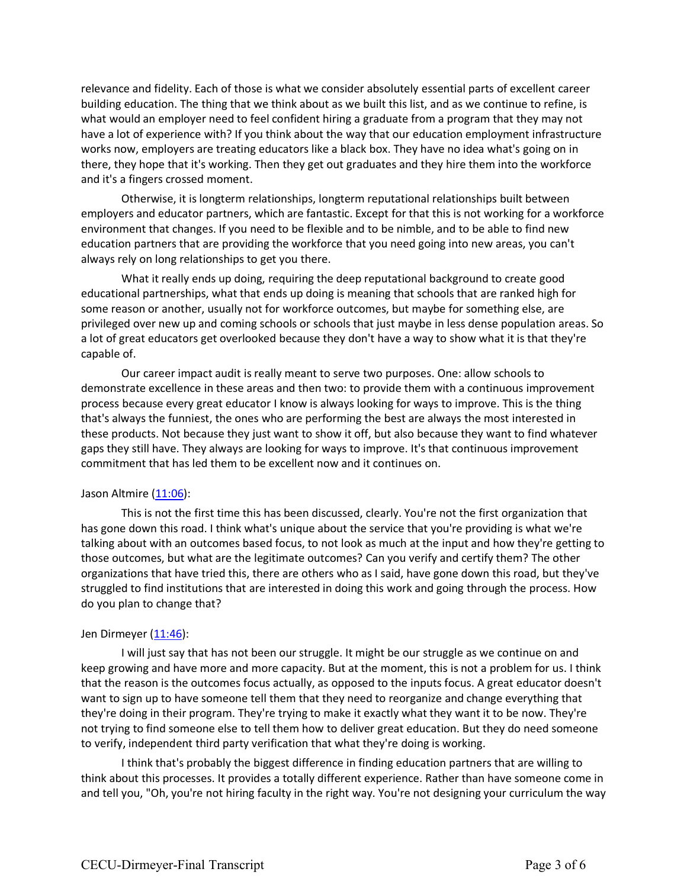relevance and fidelity. Each of those is what we consider absolutely essential parts of excellent career building education. The thing that we think about as we built this list, and as we continue to refine, is what would an employer need to feel confident hiring a graduate from a program that they may not have a lot of experience with? If you think about the way that our education employment infrastructure works now, employers are treating educators like a black box. They have no idea what's going on in there, they hope that it's working. Then they get out graduates and they hire them into the workforce and it's a fingers crossed moment.

Otherwise, it is longterm relationships, longterm reputational relationships built between employers and educator partners, which are fantastic. Except for that this is not working for a workforce environment that changes. If you need to be flexible and to be nimble, and to be able to find new education partners that are providing the workforce that you need going into new areas, you can't always rely on long relationships to get you there.

What it really ends up doing, requiring the deep reputational background to create good educational partnerships, what that ends up doing is meaning that schools that are ranked high for some reason or another, usually not for workforce outcomes, but maybe for something else, are privileged over new up and coming schools or schools that just maybe in less dense population areas. So a lot of great educators get overlooked because they don't have a way to show what it is that they're capable of.

Our career impact audit is really meant to serve two purposes. One: allow schools to demonstrate excellence in these areas and then two: to provide them with a continuous improvement process because every great educator I know is always looking for ways to improve. This is the thing that's always the funniest, the ones who are performing the best are always the most interested in these products. Not because they just want to show it off, but also because they want to find whatever gaps they still have. They always are looking for ways to improve. It's that continuous improvement commitment that has led them to be excellent now and it continues on.

Jason Altmire (11:06):

This is not the first time this has been discussed, clearly. You're not the first organization that has gone down this road. I think what's unique about the service that you're providing is what we're talking about with an outcomes based focus, to not look as much at the input and how they're getting to those outcomes, but what are the legitimate outcomes? Can you verify and certify them? The other organizations that have tried this, there are others who as I said, have gone down this road, but they've struggled to find institutions that are interested in doing this work and going through the process. How do you plan to change that?

Jen Dirmeyer (11:46):

I will just say that has not been our struggle. It might be our struggle as we continue on and keep growing and have more and more capacity. But at the moment, this is not a problem for us. I think that the reason is the outcomes focus actually, as opposed to the inputs focus. A great educator doesn't want to sign up to have someone tell them that they need to reorganize and change everything that they're doing in their program. They're trying to make it exactly what they want it to be now. They're not trying to find someone else to tell them how to deliver great education. But they do need someone to verify, independent third party verification that what they're doing is working.

I think that's probably the biggest difference in finding education partners that are willing to think about this processes. It provides a totally different experience. Rather than have someone come in and tell you, "Oh, you're not hiring faculty in the right way. You're not designing your curriculum the way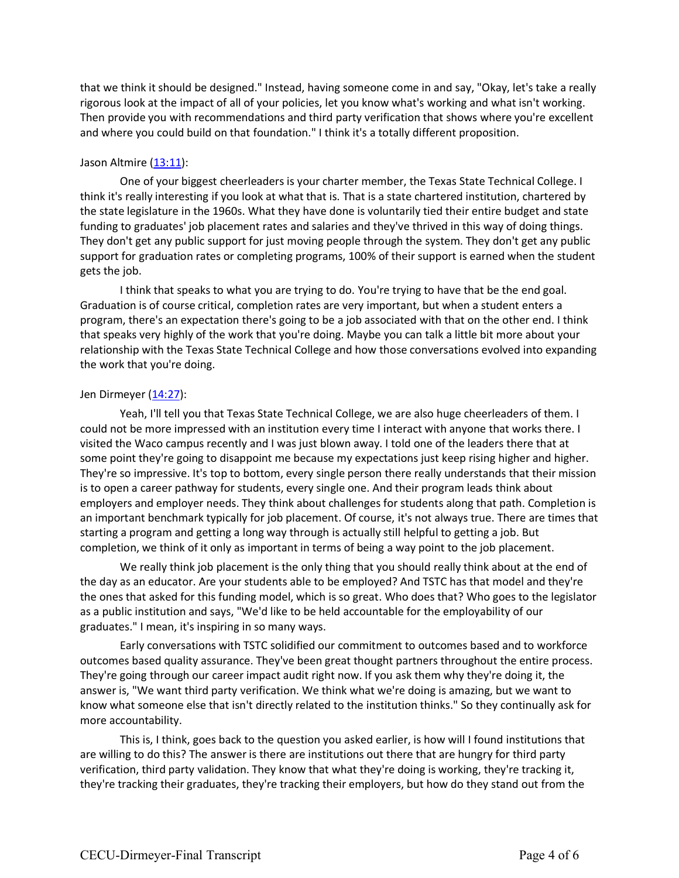that we think it should be designed." Instead, having someone come in and say, "Okay, let's take a really rigorous look at the impact of all of your policies, let you know what's working and what isn't working. Then provide you with recommendations and third party verification that shows where you're excellent and where you could build on that foundation." I think it's a totally different proposition.

Jason Altmire ([13:11](13:11)):

One of your biggest cheerleaders is your charter member, the Texas State Technical College. I think it's really interesting if you look at what that is. That is a state chartered institution, chartered by the state legislature in the 1960s. What they have done is voluntarily tied their entire budget and state funding to graduates' job placement rates and salaries and they've thrived in this way of doing things. They don't get any public support for just moving people through the system. They don't get any public support for graduation rates or completing programs, 100% of their support is earned when the student gets the job.

I think that speaks to what you are trying to do. You're trying to have that be the end goal. Graduation is of course critical, completion rates are very important, but when a student enters a program, there's an expectation there's going to be a job associated with that on the other end. I think that speaks very highly of the work that you're doing. Maybe you can talk a little bit more about your relationship with the Texas State Technical College and how those conversations evolved into expanding the work that you're doing.

Jen Dirmeyer ([14:27](14:27)):

Yeah, I'll tell you that Texas State Technical College, we are also huge cheerleaders of them. I could not be more impressed with an institution every time I interact with anyone that works there. I visited the Waco campus recently and I was just blown away. I told one of the leaders there that at some point they're going to disappoint me because my expectations just keep rising higher and higher. They're so impressive. It's top to bottom, every single person there really understands that their mission is to open a career pathway for students, every single one. And their program leads think about employers and employer needs. They think about challenges for students along that path. Completion is an important benchmark typically for job placement. Of course, it's not always true. There are times that starting a program and getting a long way through is actually still helpful to getting a job. But completion, we think of it only as important in terms of being a way point to the job placement.

We really think job placement is the only thing that you should really think about at the end of the day as an educator. Are your students able to be employed? And TSTC has that model and they're the ones that asked for this funding model, which is so great. Who does that? Who goes to the legislator as a public institution and says, "We'd like to be held accountable for the employability of our graduates." I mean, it's inspiring in so many ways.

Early conversations with TSTC solidified our commitment to outcomes based and to workforce outcomes based quality assurance. They've been great thought partners throughout the entire process. They're going through our career impact audit right now. If you ask them why they're doing it, the answer is, "We want third party verification. We think what we're doing is amazing, but we want to know what someone else that isn't directly related to the institution thinks." So they continually ask for more accountability.

This is, I think, goes back to the question you asked earlier, is how will I found institutions that are willing to do this? The answer is there are institutions out there that are hungry for third party verification, third party validation. They know that what they're doing is working, they're tracking it, they're tracking their graduates, they're tracking their employers, but how do they stand out from the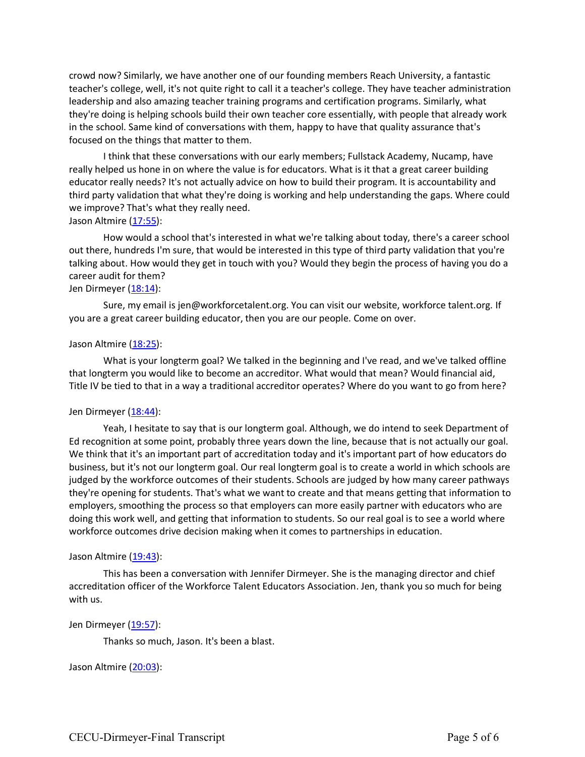crowd now? Similarly, we have another one of our founding members Reach University, a fantastic teacher's college, well, it's not quite right to call it a teacher's college. They have teacher administration leadership and also amazing teacher training programs and certification programs. Similarly, what they're doing is helping schools build their own teacher core essentially, with people that already work in the school. Same kind of conversations with them, happy to have that quality assurance that's focused on the things that matter to them.

I think that these conversations with our early members; Fullstack Academy, Nucamp, have really helped us hone in on where the value is for educators. What is it that a great career building educator really needs? It's not actually advice on how to build their program. It is accountability and third party validation that what they're doing is working and help understanding the gaps. Where could we improve? That's what they really need.

Jason Altmire ([17:55]):

How would a school that's interested in what we're talking about today, there's a career school out there, hundreds I'm sure, that would be interested in this type of third party validation that you're talking about. How would they get in touch with you? Would they begin the process of having you do a career audit for them?

Jen Dirmeyer ([18:14]):

Sure, my email is jen@workforcetalent.org. You can visit our website, workforce talent.org. If you are a great career building educator, then you are our people. Come on over.

Jason Altmire ([18:25]):

What is your longterm goal? We talked in the beginning and I've read, and we've talked offline that longterm you would like to become an accreditor. What would that mean? Would financial aid, Title IV be tied to that in a way a traditional accreditor operates? Where do you want to go from here?

Jen Dirmeyer ([18:44]):

Yeah, I hesitate to say that is our longterm goal. Although, we do intend to seek Department of Ed recognition at some point, probably three years down the line, because that is not actually our goal. We think that it's an important part of accreditation today and it's important part of how educators do business, but it's not our longterm goal. Our real longterm goal is to create a world in which schools are judged by the workforce outcomes of their students. Schools are judged by how many career pathways they're opening for students. That's what we want to create and that means getting that information to employers, smoothing the process so that employers can more easily partner with educators who are doing this work well, and getting that information to students. So our real goal is to see a world where workforce outcomes drive decision making when it comes to partnerships in education.

Jason Altmire ([19:43]):

This has been a conversation with Jennifer Dirmeyer. She is the managing director and chief accreditation officer of the Workforce Talent Educators Association. Jen, thank you so much for being with us.

Jen Dirmeyer ([19:57]):

Thanks so much, Jason. It's been a blast.

Jason Altmire ([20:03]):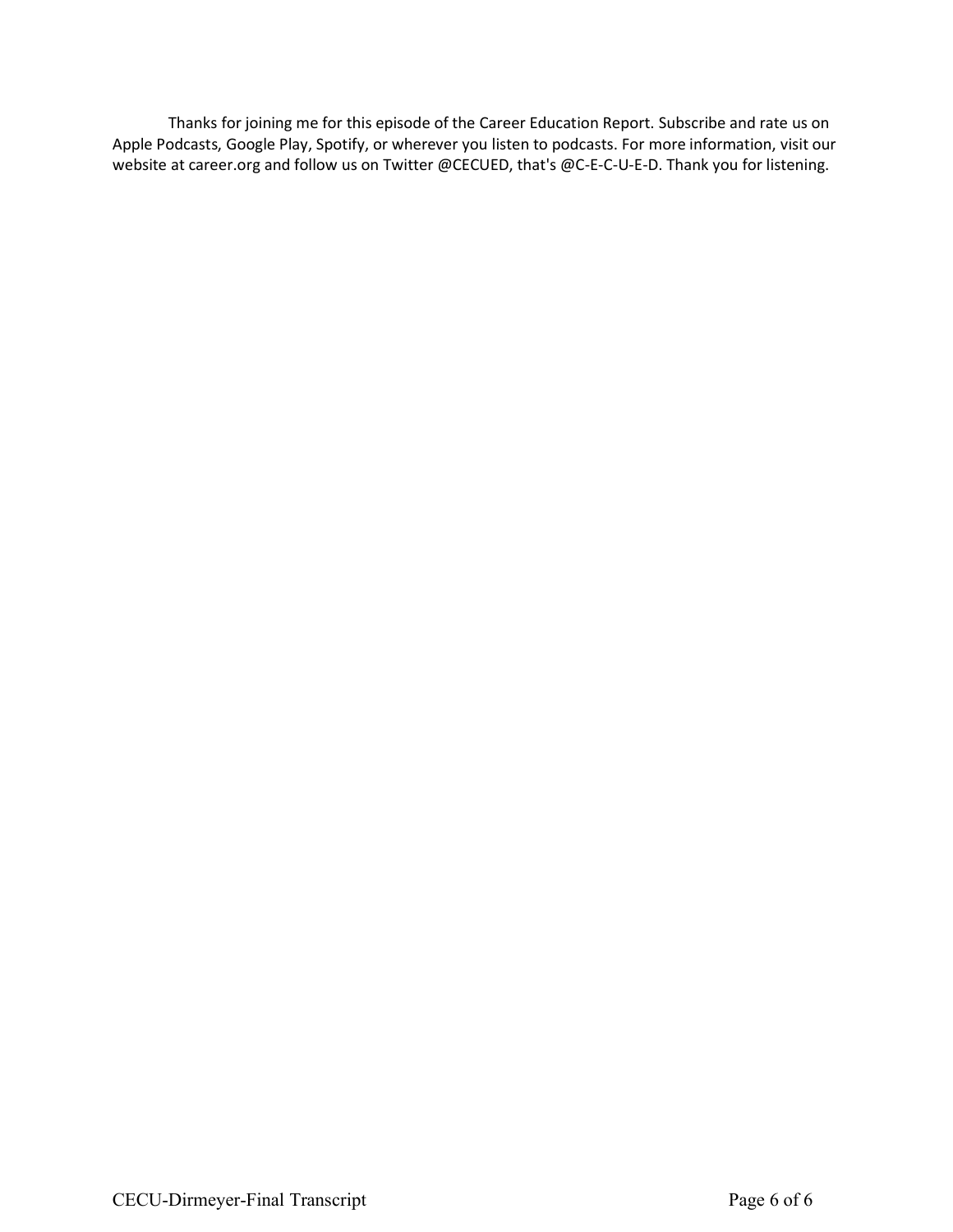Thanks for joining me for this episode of the Career Education Report. Subscribe and rate us on Apple Podcasts, Google Play, Spotify, or wherever you listen to podcasts. For more information, visit our website at career.org and follow us on Twitter @CECUED, that's @C-E-C-U-E-D. Thank you for listening.